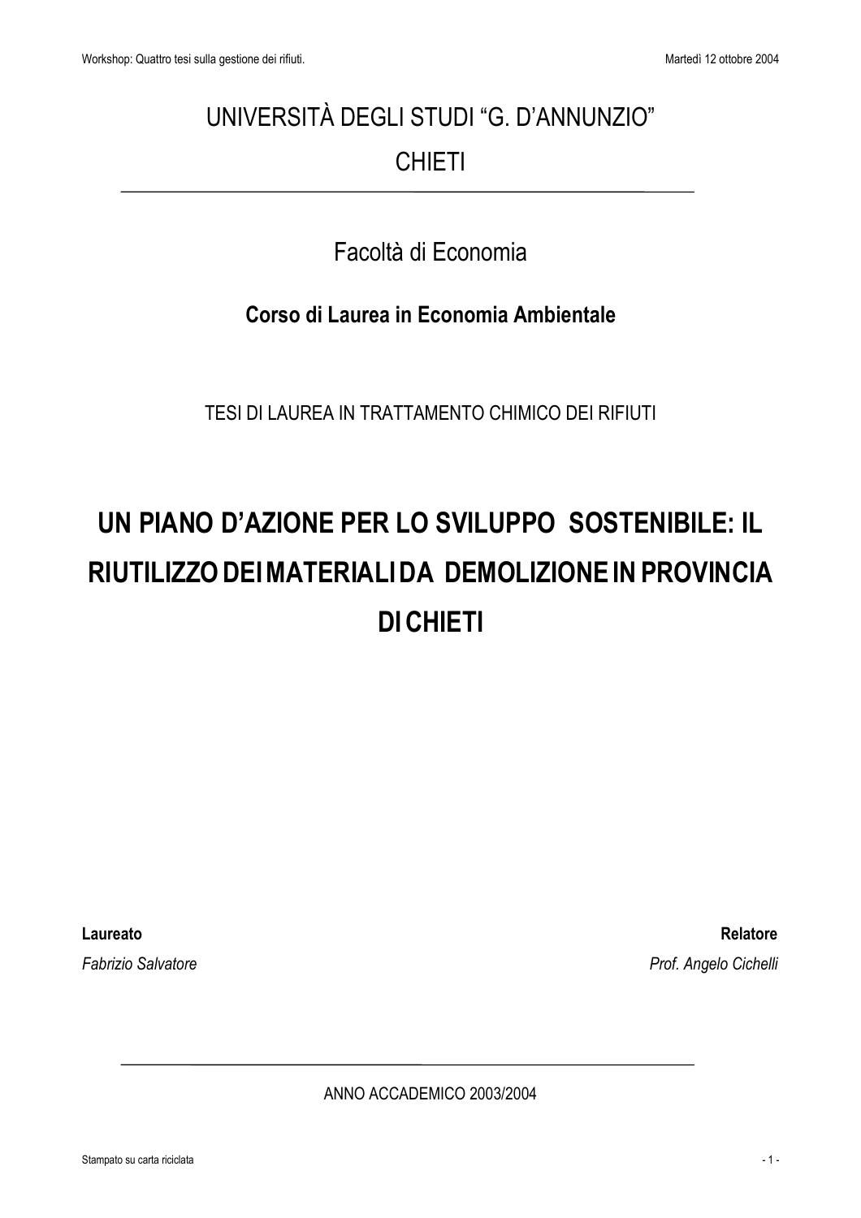UNIVERSITÀ DEGLI STUDI “G. D’ANNUNZIO”

CHIETI

Facoltà di Economia

**Corso di Laurea in Economia Ambientale**

TESI DI LAUREA IN TRATTAMENTO CHIMICO DEI RIFIUTI

# UN PIANO D’AZIONE PER LO SVILUPPO SOSTENIBILE: IL RIUTILIZZO DEI MATERIALI DA DEMOLIZIONE IN PROVINCIA DI CHIETI

**Laureato**
*Fabrizio Salvatore*

**Relatore**
*Prof. Angelo Cichelli*

ANNO ACCADEMICO 2003/2004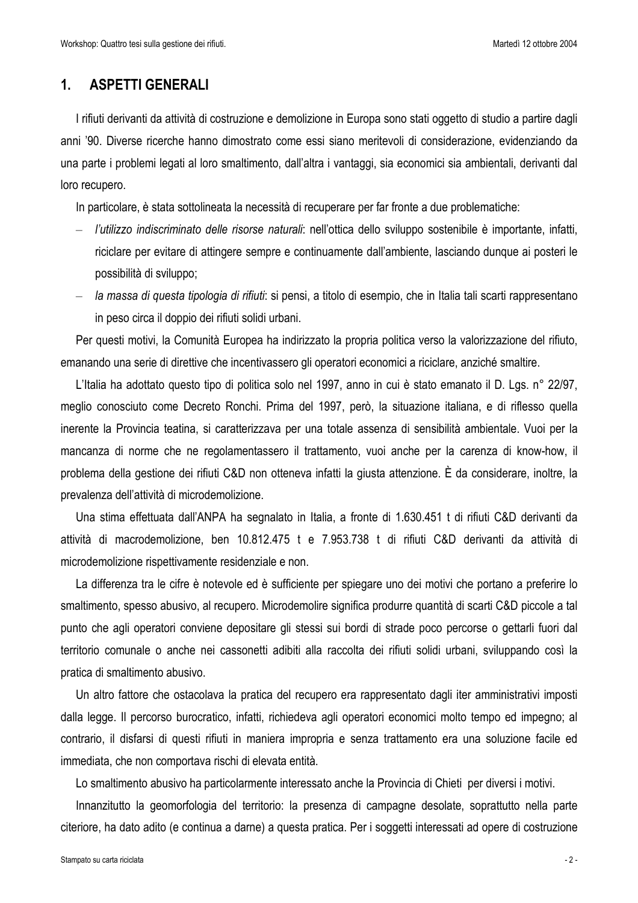## 1. ASPETTI GENERALI

I rifiuti derivanti da attività di costruzione e demolizione in Europa sono stati oggetto di studio a partire dagli anni '90. Diverse ricerche hanno dimostrato come essi siano meritevoli di considerazione, evidenziando da una parte i problemi legati al loro smaltimento, dall'altra i vantaggi, sia economici sia ambientali, derivanti dal loro recupero.

In particolare, è stata sottolineata la necessità di recuperare per far fronte a due problematiche:

- *l'utilizzo indiscriminato delle risorse naturali*: nell'ottica dello sviluppo sostenibile è importante, infatti, riciclare per evitare di attingere sempre e continuamente dall'ambiente, lasciando dunque ai posteri le possibilità di sviluppo;
- *la massa di questa tipologia di rifiuti*: si pensi, a titolo di esempio, che in Italia tali scarti rappresentano in peso circa il doppio dei rifiuti solidi urbani.

Per questi motivi, la Comunità Europea ha indirizzato la propria politica verso la valorizzazione del rifiuto, emanando una serie di direttive che incentivassero gli operatori economici a riciclare, anziché smaltire.

L'Italia ha adottato questo tipo di politica solo nel 1997, anno in cui è stato emanato il D. Lgs. n° 22/97, meglio conosciuto come Decreto Ronchi. Prima del 1997, però, la situazione italiana, e di riflesso quella inerente la Provincia teatina, si caratterizzava per una totale assenza di sensibilità ambientale. Vuoi per la mancanza di norme che ne regolamentassero il trattamento, vuoi anche per la carenza di know-how, il problema della gestione dei rifiuti C&D non otteneva infatti la giusta attenzione. È da considerare, inoltre, la prevalenza dell'attività di microdemolizione.

Una stima effettuata dall'ANPA ha segnalato in Italia, a fronte di 1.630.451 t di rifiuti C&D derivanti da attività di macrodemolizione, ben 10.812.475 t e 7.953.738 t di rifiuti C&D derivanti da attività di microdemolizione rispettivamente residenziale e non.

La differenza tra le cifre è notevole ed è sufficiente per spiegare uno dei motivi che portano a preferire lo smaltimento, spesso abusivo, al recupero. Microdemolire significa produrre quantità di scarti C&D piccole a tal punto che agli operatori conviene depositare gli stessi sui bordi di strade poco percorse o gettarli fuori dal territorio comunale o anche nei cassonetti adibiti alla raccolta dei rifiuti solidi urbani, sviluppando così la pratica di smaltimento abusivo.

Un altro fattore che ostacolava la pratica del recupero era rappresentato dagli iter amministrativi imposti dalla legge. Il percorso burocratico, infatti, richiedeva agli operatori economici molto tempo ed impegno; al contrario, il disfarsi di questi rifiuti in maniera impropria e senza trattamento era una soluzione facile ed immediata, che non comportava rischi di elevata entità.

Lo smaltimento abusivo ha particolarmente interessato anche la Provincia di Chieti per diversi i motivi.

Innanzitutto la geomorfologia del territorio: la presenza di campagne desolate, soprattutto nella parte citeriore, ha dato adito (e continua a darne) a questa pratica. Per i soggetti interessati ad opere di costruzione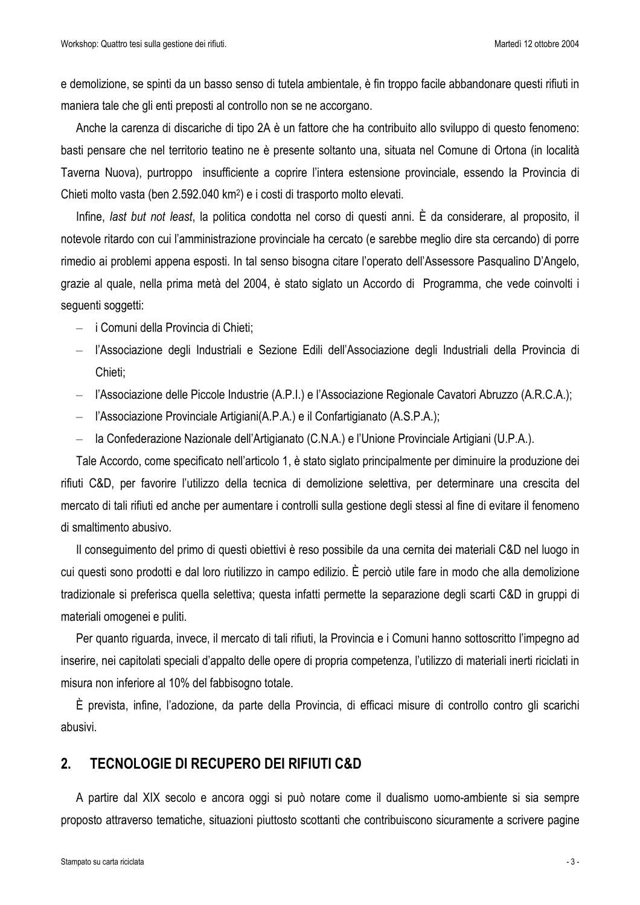e demolizione, se spinti da un basso senso di tutela ambientale, è fin troppo facile abbandonare questi rifiuti in maniera tale che gli enti preposti al controllo non se ne accorgano.

Anche la carenza di discariche di tipo 2A è un fattore che ha contribuito allo sviluppo di questo fenomeno: basti pensare che nel territorio teatino ne è presente soltanto una, situata nel Comune di Ortona (in località Taverna Nuova), purtroppo insufficiente a coprire l'intera estensione provinciale, essendo la Provincia di Chieti molto vasta (ben 2.592.040 km$^2$) e i costi di trasporto molto elevati.

Infine, *last but not least*, la politica condotta nel corso di questi anni. È da considerare, al proposito, il notevole ritardo con cui l'amministrazione provinciale ha cercato (e sarebbe meglio dire sta cercando) di porre rimedio ai problemi appena esposti. In tal senso bisogna citare l'operato dell'Assessore Pasqualino D'Angelo, grazie al quale, nella prima metà del 2004, è stato siglato un Accordo di Programma, che vede coinvolti i seguenti soggetti:

- i Comuni della Provincia di Chieti;
- l'Associazione degli Industriali e Sezione Edili dell'Associazione degli Industriali della Provincia di Chieti;
- l'Associazione delle Piccole Industrie (A.P.I.) e l'Associazione Regionale Cavatori Abruzzo (A.R.C.A.);
- l'Associazione Provinciale Artigiani(A.P.A.) e il Confartigianato (A.S.P.A.);
- la Confederazione Nazionale dell'Artigianato (C.N.A.) e l'Unione Provinciale Artigiani (U.P.A.).

Tale Accordo, come specificato nell'articolo 1, è stato siglato principalmente per diminuire la produzione dei rifiuti C&D, per favorire l'utilizzo della tecnica di demolizione selettiva, per determinare una crescita del mercato di tali rifiuti ed anche per aumentare i controlli sulla gestione degli stessi al fine di evitare il fenomeno di smaltimento abusivo.

Il conseguimento del primo di questi obiettivi è reso possibile da una cernita dei materiali C&D nel luogo in cui questi sono prodotti e dal loro riutilizzo in campo edilizio. È perciò utile fare in modo che alla demolizione tradizionale si preferisca quella selettiva; questa infatti permette la separazione degli scarti C&D in gruppi di materiali omogenei e puliti.

Per quanto riguarda, invece, il mercato di tali rifiuti, la Provincia e i Comuni hanno sottoscritto l'impegno ad inserire, nei capitolati speciali d'appalto delle opere di propria competenza, l'utilizzo di materiali inerti riciclati in misura non inferiore al 10% del fabbisogno totale.

È prevista, infine, l'adozione, da parte della Provincia, di efficaci misure di controllo contro gli scarichi abusivi.

## 2. TECNOLOGIE DI RECUPERO DEI RIFIUTI C&D

A partire dal XIX secolo e ancora oggi si può notare come il dualismo uomo-ambiente si sia sempre proposto attraverso tematiche, situazioni piuttosto scottanti che contribuiscono sicuramente a scrivere pagine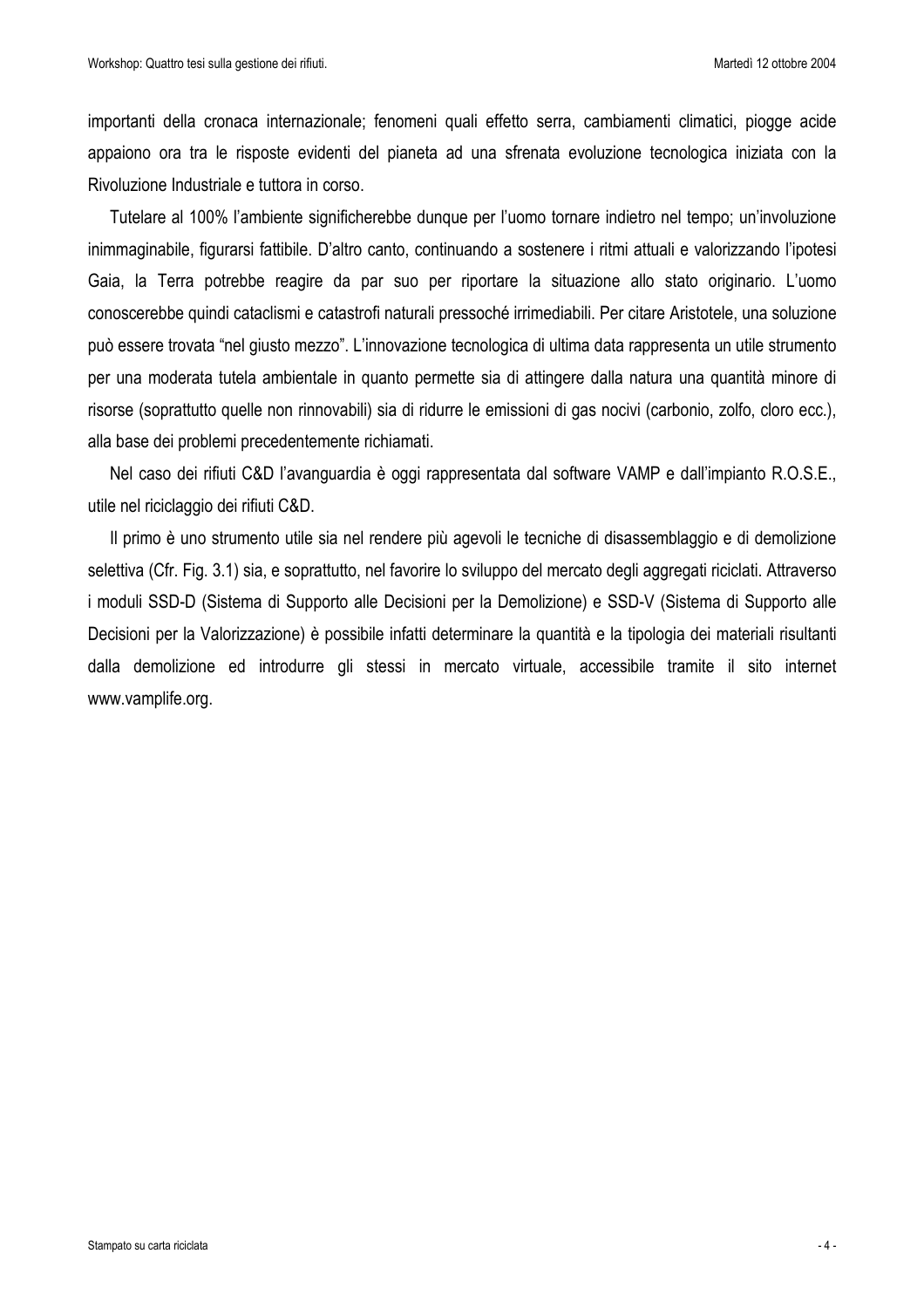importanti della cronaca internazionale; fenomeni quali effetto serra, cambiamenti climatici, piogge acide appaiono ora tra le risposte evidenti del pianeta ad una sfrenata evoluzione tecnologica iniziata con la Rivoluzione Industriale e tuttora in corso.

Tutelare al 100% l'ambiente significherebbe dunque per l'uomo tornare indietro nel tempo; un'involuzione inimmaginabile, figurarsi fattibile. D'altro canto, continuando a sostenere i ritmi attuali e valorizzando l'ipotesi Gaia, la Terra potrebbe reagire da par suo per riportare la situazione allo stato originario. L'uomo conoscerebbe quindi cataclismi e catastrofi naturali pressoché irrimediabili. Per citare Aristotele, una soluzione può essere trovata "nel giusto mezzo". L'innovazione tecnologica di ultima data rappresenta un utile strumento per una moderata tutela ambientale in quanto permette sia di attingere dalla natura una quantità minore di risorse (soprattutto quelle non rinnovabili) sia di ridurre le emissioni di gas nocivi (carbonio, zolfo, cloro ecc.), alla base dei problemi precedentemente richiamati.

Nel caso dei rifiuti C&D l'avanguardia è oggi rappresentata dal software VAMP e dall'impianto R.O.S.E., utile nel riciclaggio dei rifiuti C&D.

Il primo è uno strumento utile sia nel rendere più agevoli le tecniche di disassemblaggio e di demolizione selettiva (Cfr. Fig. 3.1) sia, e soprattutto, nel favorire lo sviluppo del mercato degli aggregati riciclati. Attraverso i moduli SSD-D (Sistema di Supporto alle Decisioni per la Demolizione) e SSD-V (Sistema di Supporto alle Decisioni per la Valorizzazione) è possibile infatti determinare la quantità e la tipologia dei materiali risultanti dalla demolizione ed introdurre gli stessi in mercato virtuale, accessibile tramite il sito internet www.vamplife.org.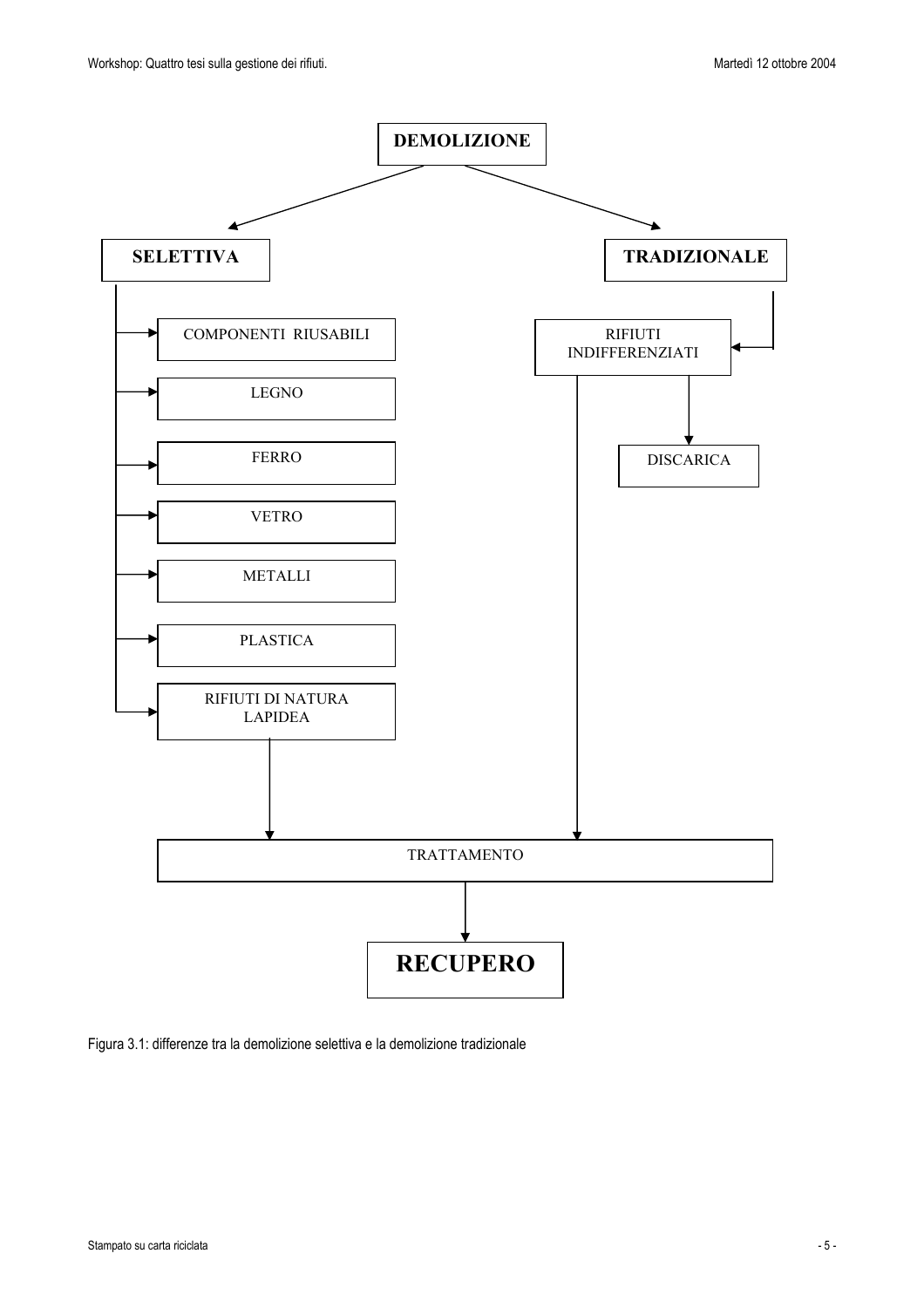DEMOLIZIONE

SELETTIVA

- COMPONENTI RIUSABILI
- LEGNO
- FERRO
- VETRO
- METALLI
- PLASTICA
- RIFIUTI DI NATURA LAPIDEA

TRADIZIONALE

- RIFIUTI INDIFFERENZIATI
- DISCARICA

TRATTAMENTO

RECUPERO

Figura 3.1: differenze tra la demolizione selettiva e la demolizione tradizionale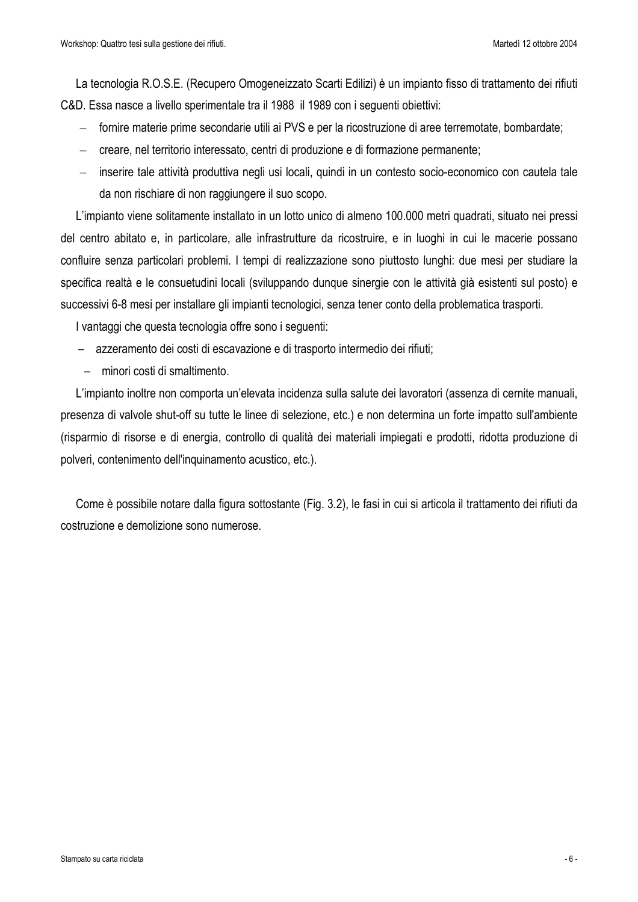La tecnologia R.O.S.E. (Recupero Omogeneizzato Scarti Edilizi) è un impianto fisso di trattamento dei rifiuti C&D. Essa nasce a livello sperimentale tra il 1988 il 1989 con i seguenti obiettivi:

- fornire materie prime secondarie utili ai PVS e per la ricostruzione di aree terremotate, bombardate;
- creare, nel territorio interessato, centri di produzione e di formazione permanente;
- inserire tale attività produttiva negli usi locali, quindi in un contesto socio-economico con cautela tale da non rischiare di non raggiungere il suo scopo.

L'impianto viene solitamente installato in un lotto unico di almeno 100.000 metri quadrati, situato nei pressi del centro abitato e, in particolare, alle infrastrutture da ricostruire, e in luoghi in cui le macerie possano confluire senza particolari problemi. I tempi di realizzazione sono piuttosto lunghi: due mesi per studiare la specifica realtà e le consuetudini locali (sviluppando dunque sinergie con le attività già esistenti sul posto) e successivi 6-8 mesi per installare gli impianti tecnologici, senza tener conto della problematica trasporti.

I vantaggi che questa tecnologia offre sono i seguenti:

- azzeramento dei costi di escavazione e di trasporto intermedio dei rifiuti;
- minori costi di smaltimento.

L'impianto inoltre non comporta un'elevata incidenza sulla salute dei lavoratori (assenza di cernite manuali, presenza di valvole shut-off su tutte le linee di selezione, etc.) e non determina un forte impatto sull'ambiente (risparmio di risorse e di energia, controllo di qualità dei materiali impiegati e prodotti, ridotta produzione di polveri, contenimento dell'inquinamento acustico, etc.).

Come è possibile notare dalla figura sottostante (Fig. 3.2), le fasi in cui si articola il trattamento dei rifiuti da costruzione e demolizione sono numerose.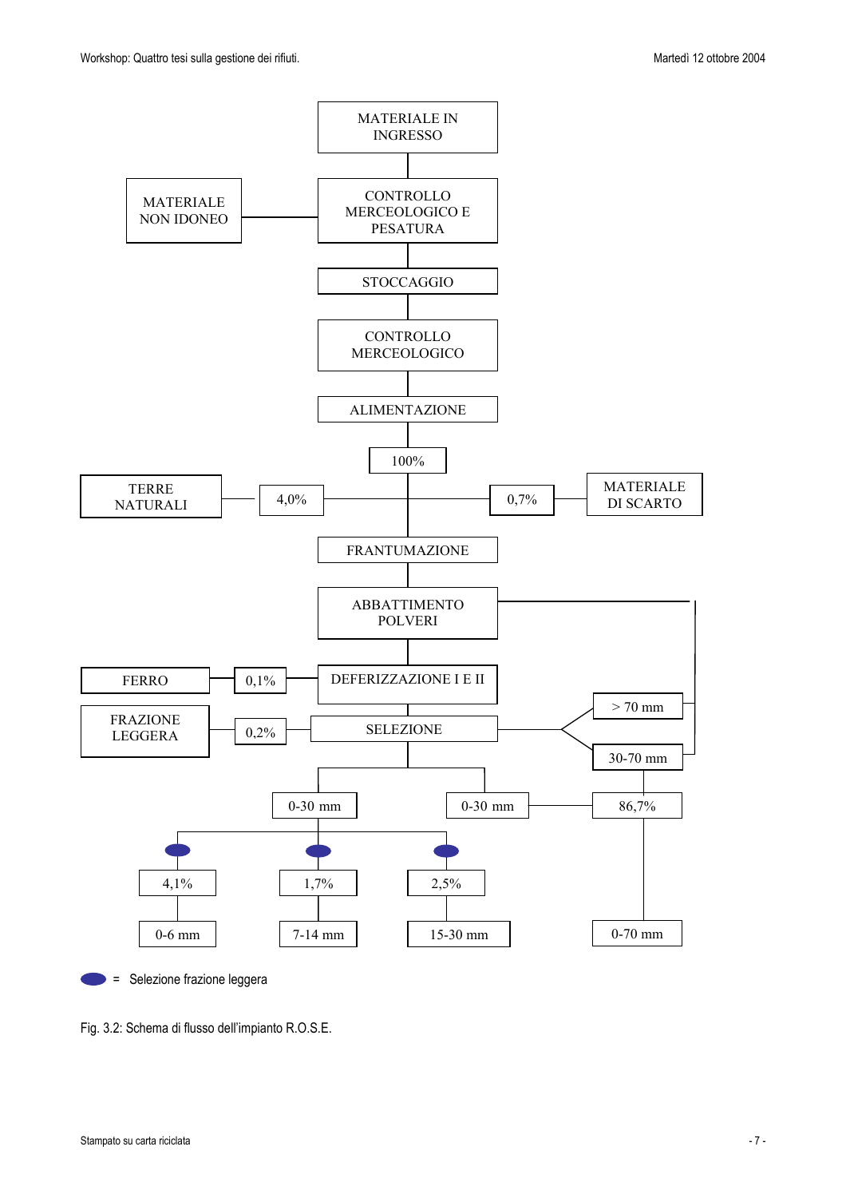MATERIALE IN INGRESSO

CONTROLLO MERCEOLOGICO E PESATURA

MATERIALE NON IDONEO

STOCCAGGIO

CONTROLLO MERCEOLOGICO

ALIMENTAZIONE

100%

TERRE NATURALI

4,0%

0,7%

MATERIALE DI SCARTO

FRANTUMAZIONE

ABBATTIMENTO POLVERI

FERRO

0,1%

DEFERIZZAZIONE I E II

FRAZIONE LEGGERA

0,2%

SELEZIONE

> 70 mm

30-70 mm

0-30 mm

0-30 mm

86,7%

4,1%

1,7%

2,5%

0-6 mm

7-14 mm

15-30 mm

0-70 mm

= Selezione frazione leggera

Fig. 3.2: Schema di flusso dell'impianto R.O.S.E.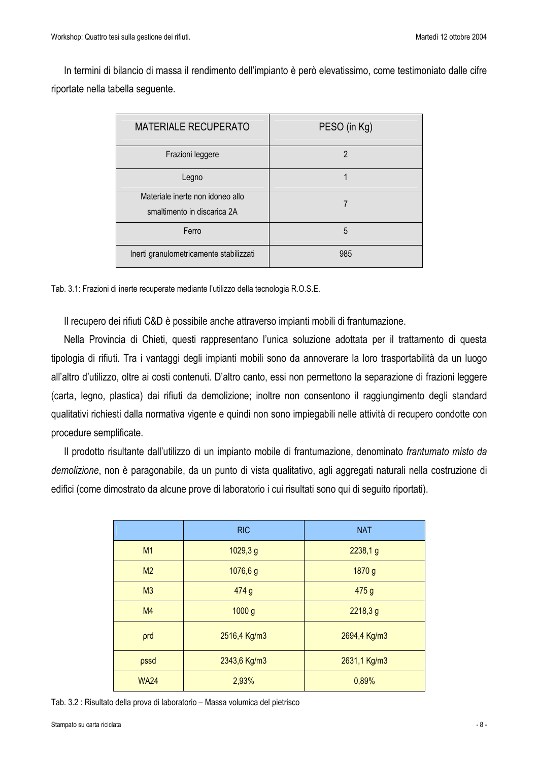In termini di bilancio di massa il rendimento dell'impianto è però elevatissimo, come testimoniato dalle cifre riportate nella tabella seguente.

| MATERIALE RECUPERATO | PESO (in Kg) |
|---|---|
| Frazioni leggere | 2 |
| Legno | 1 |
| Materiale inerte non idoneo allo smaltimento in discarica 2A | 7 |
| Ferro | 5 |
| Inerti granulometricamente stabilizzati | 985 |

Tab. 3.1: Frazioni di inerte recuperate mediante l'utilizzo della tecnologia R.O.S.E.

Il recupero dei rifiuti C&D è possibile anche attraverso impianti mobili di frantumazione.

Nella Provincia di Chieti, questi rappresentano l'unica soluzione adottata per il trattamento di questa tipologia di rifiuti. Tra i vantaggi degli impianti mobili sono da annoverare la loro trasportabilità da un luogo all'altro d'utilizzo, oltre ai costi contenuti. D'altro canto, essi non permettono la separazione di frazioni leggere (carta, legno, plastica) dai rifiuti da demolizione; inoltre non consentono il raggiungimento degli standard qualitativi richiesti dalla normativa vigente e quindi non sono impiegabili nelle attività di recupero condotte con procedure semplificate.

Il prodotto risultante dall'utilizzo di un impianto mobile di frantumazione, denominato *frantumato misto da demolizione*, non è paragonabile, da un punto di vista qualitativo, agli aggregati naturali nella costruzione di edifici (come dimostrato da alcune prove di laboratorio i cui risultati sono qui di seguito riportati).

| | RIC | NAT |
|---|---|---|
| M1 | 1029,3 g | 2238,1 g |
| M2 | 1076,6 g | 1870 g |
| M3 | 474 g | 475 g |
| M4 | 1000 g | 2218,3 g |
| ρrd | 2516,4 Kg/m3 | 2694,4 Kg/m3 |
| ρssd | 2343,6 Kg/m3 | 2631,1 Kg/m3 |
| WA24 | 2,93% | 0,89% |

Tab. 3.2 : Risultato della prova di laboratorio – Massa volumica del pietrisco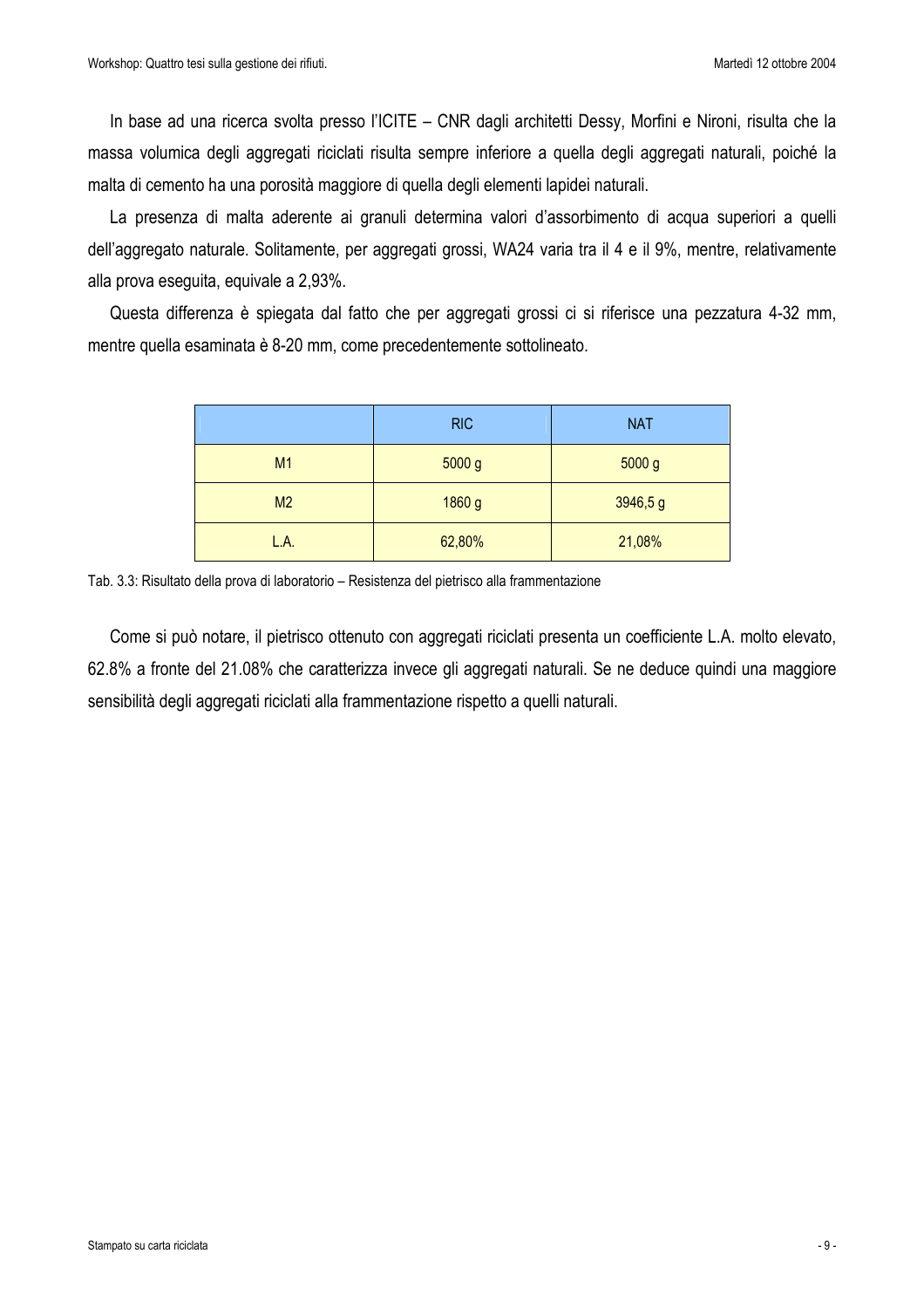In base ad una ricerca svolta presso l'ICITE – CNR dagli architetti Dessy, Morfini e Nironi, risulta che la massa volumica degli aggregati riciclati risulta sempre inferiore a quella degli aggregati naturali, poiché la malta di cemento ha una porosità maggiore di quella degli elementi lapidei naturali.

La presenza di malta aderente ai granuli determina valori d'assorbimento di acqua superiori a quelli dell'aggregato naturale. Solitamente, per aggregati grossi, WA24 varia tra il 4 e il 9%, mentre, relativamente alla prova eseguita, equivale a 2,93%.

Questa differenza è spiegata dal fatto che per aggregati grossi ci si riferisce una pezzatura 4-32 mm, mentre quella esaminata è 8-20 mm, come precedentemente sottolineato.

| | RIC | NAT |
|---|---|---|
| M1 | 5000 g | 5000 g |
| M2 | 1860 g | 3946,5 g |
| L.A. | 62,80% | 21,08% |

Tab. 3.3: Risultato della prova di laboratorio – Resistenza del pietrisco alla frammentazione

Come si può notare, il pietrisco ottenuto con aggregati riciclati presenta un coefficiente L.A. molto elevato, 62.8% a fronte del 21.08% che caratterizza invece gli aggregati naturali. Se ne deduce quindi una maggiore sensibilità degli aggregati riciclati alla frammentazione rispetto a quelli naturali.